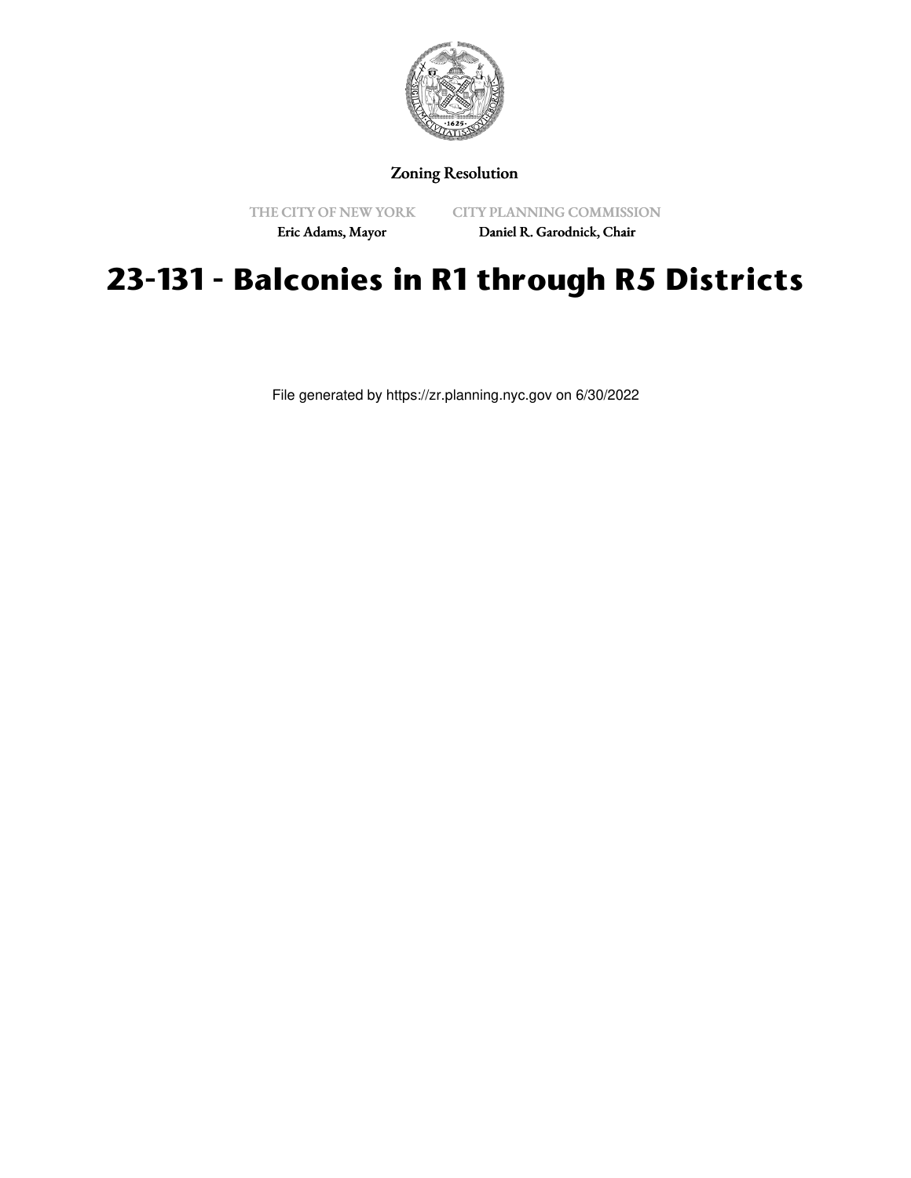Zoning Resolution

THE CITY OF NEW YORK
Eric Adams, Mayor

CITY PLANNING COMMISSION
Daniel R. Garodnick, Chair

# 23-131 - Balconies in R1 through R5 Districts

File generated by https://zr.planning.nyc.gov on 6/30/2022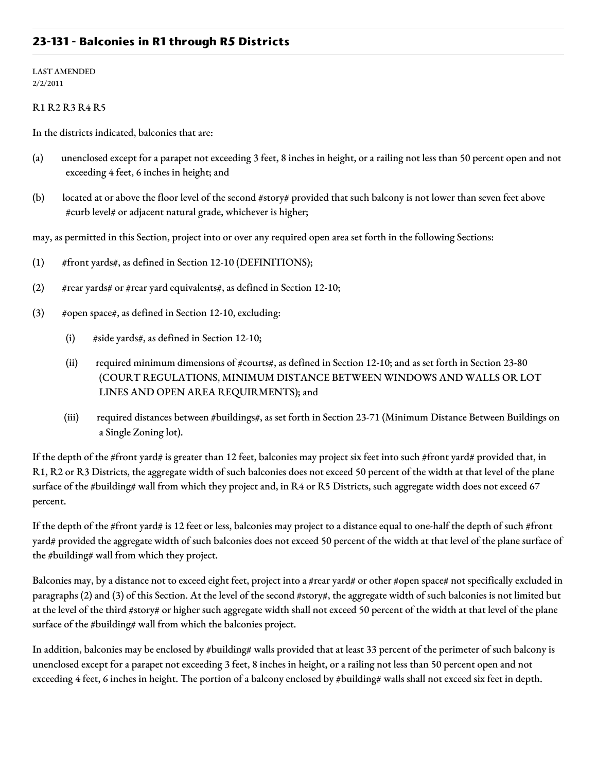## 23-131 - Balconies in R1 through R5 Districts

LAST AMENDED
2/2/2011

R1 R2 R3 R4 R5

In the districts indicated, balconies that are:

(a) unenclosed except for a parapet not exceeding 3 feet, 8 inches in height, or a railing not less than 50 percent open and not exceeding 4 feet, 6 inches in height; and

(b) located at or above the floor level of the second #story# provided that such balcony is not lower than seven feet above #curb level# or adjacent natural grade, whichever is higher;

may, as permitted in this Section, project into or over any required open area set forth in the following Sections:

(1) #front yards#, as defined in Section 12-10 (DEFINITIONS);

(2) #rear yards# or #rear yard equivalents#, as defined in Section 12-10;

(3) #open space#, as defined in Section 12-10, excluding:

  (i) #side yards#, as defined in Section 12-10;

  (ii) required minimum dimensions of #courts#, as defined in Section 12-10; and as set forth in Section 23-80 (COURT REGULATIONS, MINIMUM DISTANCE BETWEEN WINDOWS AND WALLS OR LOT LINES AND OPEN AREA REQUIRMENTS); and

  (iii) required distances between #buildings#, as set forth in Section 23-71 (Minimum Distance Between Buildings on a Single Zoning lot).

If the depth of the #front yard# is greater than 12 feet, balconies may project six feet into such #front yard# provided that, in R1, R2 or R3 Districts, the aggregate width of such balconies does not exceed 50 percent of the width at that level of the plane surface of the #building# wall from which they project and, in R4 or R5 Districts, such aggregate width does not exceed 67 percent.

If the depth of the #front yard# is 12 feet or less, balconies may project to a distance equal to one-half the depth of such #front yard# provided the aggregate width of such balconies does not exceed 50 percent of the width at that level of the plane surface of the #building# wall from which they project.

Balconies may, by a distance not to exceed eight feet, project into a #rear yard# or other #open space# not specifically excluded in paragraphs (2) and (3) of this Section. At the level of the second #story#, the aggregate width of such balconies is not limited but at the level of the third #story# or higher such aggregate width shall not exceed 50 percent of the width at that level of the plane surface of the #building# wall from which the balconies project.

In addition, balconies may be enclosed by #building# walls provided that at least 33 percent of the perimeter of such balcony is unenclosed except for a parapet not exceeding 3 feet, 8 inches in height, or a railing not less than 50 percent open and not exceeding 4 feet, 6 inches in height. The portion of a balcony enclosed by #building# walls shall not exceed six feet in depth.